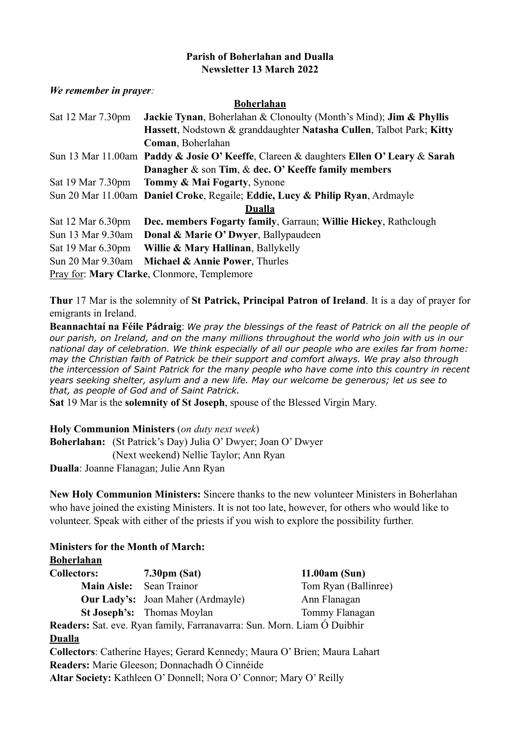**Parish of Boherlahan and Dualla**
**Newsletter 13 March 2022**

***We remember in prayer:***

**Boherlahan**

| | |
|---|---|
| Sat 12 Mar 7.30pm | **Jackie Tynan**, Boherlahan & Clonoulty (Month's Mind); **Jim & Phyllis Hassett**, Nodstown & granddaughter **Natasha Cullen**, Talbot Park; **Kitty Coman**, Boherlahan |
| Sun 13 Mar 11.00am | **Paddy & Josie O' Keeffe**, Clareen & daughters **Ellen O' Leary** & **Sarah Danagher** & son **Tim**, & **dec. O' Keeffe family members** |
| Sat 19 Mar 7.30pm | **Tommy & Mai Fogarty**, Synone |
| Sun 20 Mar 11.00am | **Daniel Croke**, Regaile; **Eddie, Lucy & Philip Ryan**, Ardmayle |

**Dualla**

| | |
|---|---|
| Sat 12 Mar 6.30pm | **Dec. members Fogarty family**, Garraun; **Willie Hickey**, Rathclough |
| Sun 13 Mar 9.30am | **Donal & Marie O' Dwyer**, Ballypaudeen |
| Sat 19 Mar 6.30pm | **Willie & Mary Hallinan**, Ballykelly |
| Sun 20 Mar 9.30am | **Michael & Annie Power**, Thurles |

Pray for: **Mary Clarke**, Clonmore, Templemore

**Thur** 17 Mar is the solemnity of **St Patrick, Principal Patron of Ireland**. It is a day of prayer for emigrants in Ireland.

**Beannachtaí na Féile Pádraig**: *We pray the blessings of the feast of Patrick on all the people of our parish, on Ireland, and on the many millions throughout the world who join with us in our national day of celebration. We think especially of all our people who are exiles far from home: may the Christian faith of Patrick be their support and comfort always. We pray also through the intercession of Saint Patrick for the many people who have come into this country in recent years seeking shelter, asylum and a new life. May our welcome be generous; let us see to that, as people of God and of Saint Patrick.*

**Sat** 19 Mar is the **solemnity of St Joseph**, spouse of the Blessed Virgin Mary.

**Holy Communion Ministers** (*on duty next week*)
**Boherlahan:** (St Patrick's Day) Julia O' Dwyer; Joan O' Dwyer
(Next weekend) Nellie Taylor; Ann Ryan
**Dualla**: Joanne Flanagan; Julie Ann Ryan

**New Holy Communion Ministers:** Sincere thanks to the new volunteer Ministers in Boherlahan who have joined the existing Ministers. It is not too late, however, for others who would like to volunteer. Speak with either of the priests if you wish to explore the possibility further.

**Ministers for the Month of March:**

**Boherlahan**

| **Collectors:** | **7.30pm (Sat)** | **11.00am (Sun)** |
|---|---|---|
| **Main Aisle:** | Sean Trainor | Tom Ryan (Ballinree) |
| **Our Lady's:** | Joan Maher (Ardmayle) | Ann Flanagan |
| **St Joseph's:** | Thomas Moylan | Tommy Flanagan |

**Readers:** Sat. eve. Ryan family, Farranavarra: Sun. Morn. Liam Ó Duibhir

**Dualla**

**Collectors**: Catherine Hayes; Gerard Kennedy; Maura O' Brien; Maura Lahart
**Readers:** Marie Gleeson; Donnachadh Ó Cinnéide
**Altar Society:** Kathleen O' Donnell; Nora O' Connor; Mary O' Reilly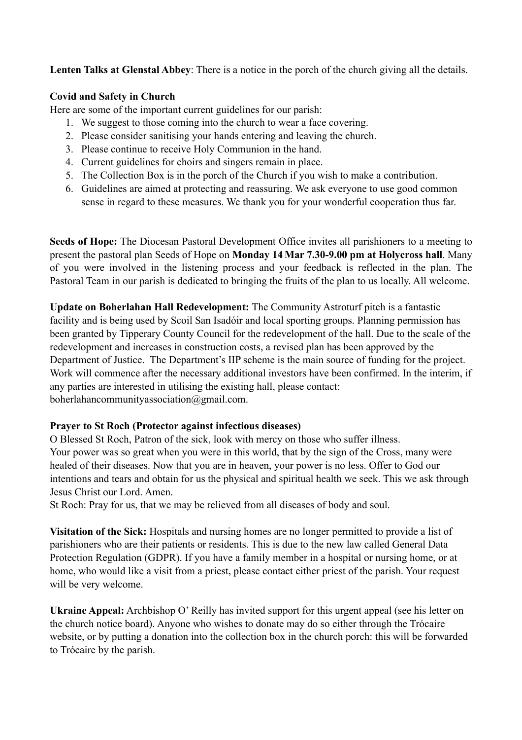**Lenten Talks at Glenstal Abbey**: There is a notice in the porch of the church giving all the details.

**Covid and Safety in Church**

Here are some of the important current guidelines for our parish:

1. We suggest to those coming into the church to wear a face covering.
2. Please consider sanitising your hands entering and leaving the church.
3. Please continue to receive Holy Communion in the hand.
4. Current guidelines for choirs and singers remain in place.
5. The Collection Box is in the porch of the Church if you wish to make a contribution.
6. Guidelines are aimed at protecting and reassuring. We ask everyone to use good common sense in regard to these measures. We thank you for your wonderful cooperation thus far.

**Seeds of Hope:** The Diocesan Pastoral Development Office invites all parishioners to a meeting to present the pastoral plan Seeds of Hope on **Monday 14 Mar 7.30-9.00 pm at Holycross hall**. Many of you were involved in the listening process and your feedback is reflected in the plan. The Pastoral Team in our parish is dedicated to bringing the fruits of the plan to us locally. All welcome.

**Update on Boherlahan Hall Redevelopment:** The Community Astroturf pitch is a fantastic facility and is being used by Scoil San Isadóir and local sporting groups. Planning permission has been granted by Tipperary County Council for the redevelopment of the hall. Due to the scale of the redevelopment and increases in construction costs, a revised plan has been approved by the Department of Justice. The Department's IIP scheme is the main source of funding for the project. Work will commence after the necessary additional investors have been confirmed. In the interim, if any parties are interested in utilising the existing hall, please contact: boherlahancommunityassociation@gmail.com.

**Prayer to St Roch (Protector against infectious diseases)**

O Blessed St Roch, Patron of the sick, look with mercy on those who suffer illness.
Your power was so great when you were in this world, that by the sign of the Cross, many were healed of their diseases. Now that you are in heaven, your power is no less. Offer to God our intentions and tears and obtain for us the physical and spiritual health we seek. This we ask through Jesus Christ our Lord. Amen.
St Roch: Pray for us, that we may be relieved from all diseases of body and soul.

**Visitation of the Sick:** Hospitals and nursing homes are no longer permitted to provide a list of parishioners who are their patients or residents. This is due to the new law called General Data Protection Regulation (GDPR). If you have a family member in a hospital or nursing home, or at home, who would like a visit from a priest, please contact either priest of the parish. Your request will be very welcome.

**Ukraine Appeal:** Archbishop O' Reilly has invited support for this urgent appeal (see his letter on the church notice board). Anyone who wishes to donate may do so either through the Trócaire website, or by putting a donation into the collection box in the church porch: this will be forwarded to Trócaire by the parish.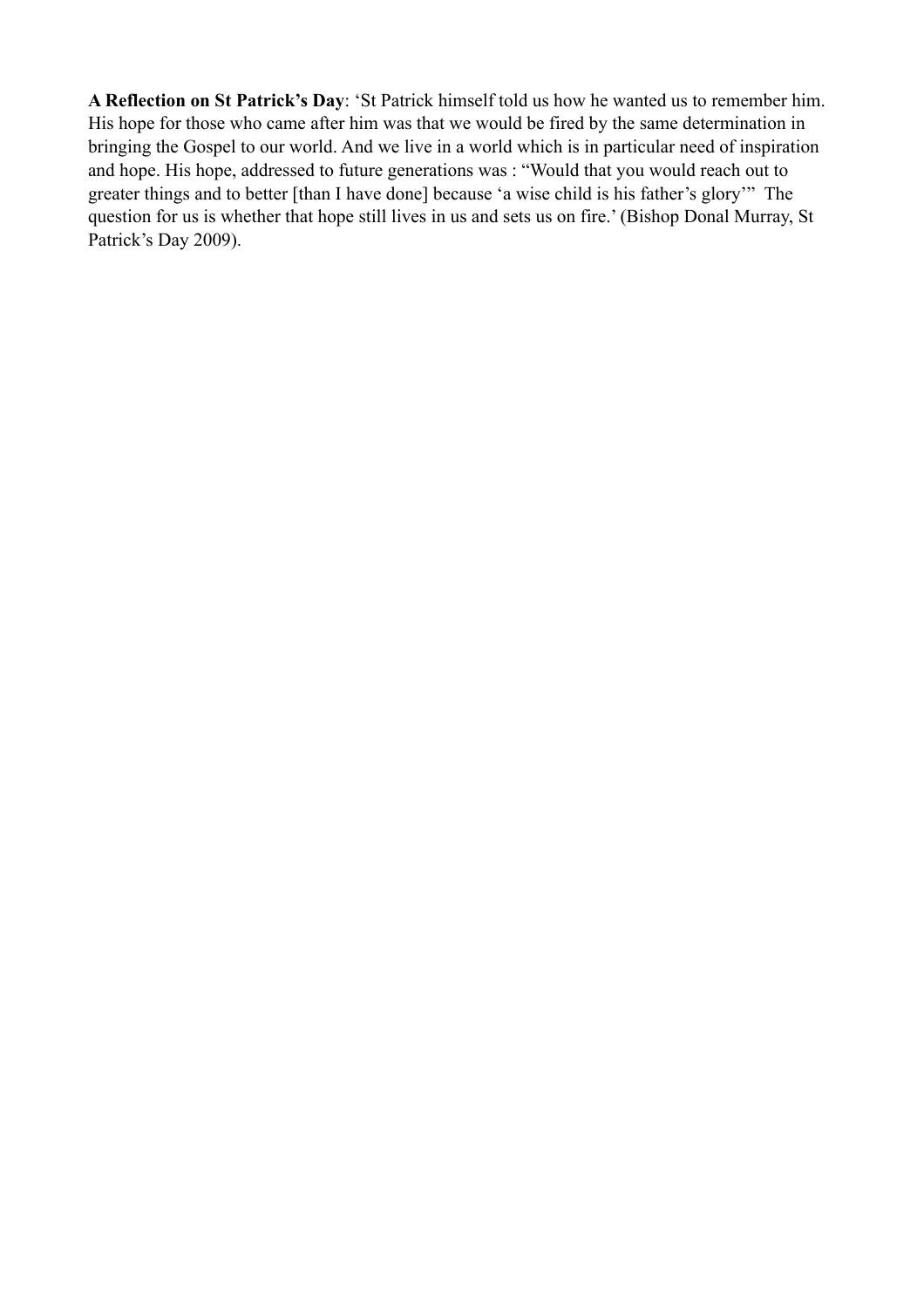**A Reflection on St Patrick's Day**: 'St Patrick himself told us how he wanted us to remember him. His hope for those who came after him was that we would be fired by the same determination in bringing the Gospel to our world. And we live in a world which is in particular need of inspiration and hope. His hope, addressed to future generations was : "Would that you would reach out to greater things and to better [than I have done] because 'a wise child is his father's glory'" The question for us is whether that hope still lives in us and sets us on fire.' (Bishop Donal Murray, St Patrick's Day 2009).